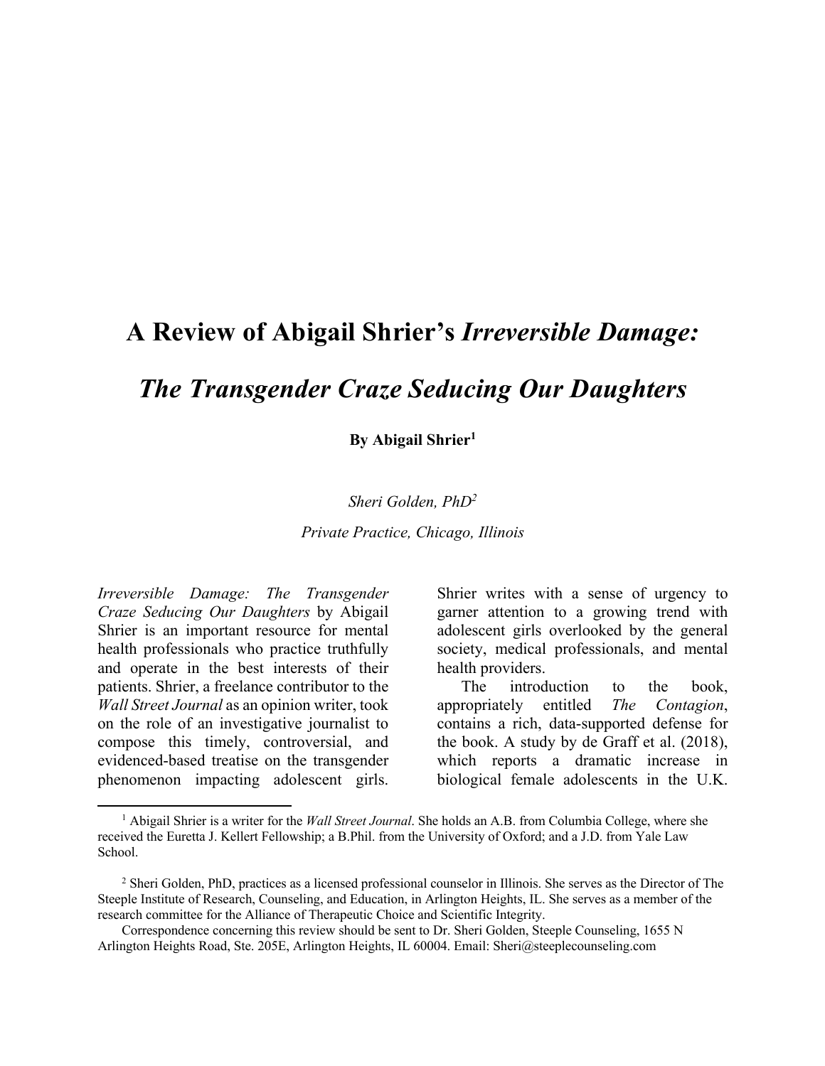# A Review of Abigail Shrier's *Irreversible Damage: The Transgender Craze Seducing Our Daughters*

**By Abigail Shrier[1]**

*Sheri Golden, PhD[2]*

*Private Practice, Chicago, Illinois*

*Irreversible Damage: The Transgender Craze Seducing Our Daughters* by Abigail Shrier is an important resource for mental health professionals who practice truthfully and operate in the best interests of their patients. Shrier, a freelance contributor to the *Wall Street Journal* as an opinion writer, took on the role of an investigative journalist to compose this timely, controversial, and evidenced-based treatise on the transgender phenomenon impacting adolescent girls. Shrier writes with a sense of urgency to garner attention to a growing trend with adolescent girls overlooked by the general society, medical professionals, and mental health providers.

The introduction to the book, appropriately entitled *The Contagion*, contains a rich, data-supported defense for the book. A study by de Graff et al. (2018), which reports a dramatic increase in biological female adolescents in the U.K.

---

[1] Abigail Shrier is a writer for the *Wall Street Journal*. She holds an A.B. from Columbia College, where she received the Euretta J. Kellert Fellowship; a B.Phil. from the University of Oxford; and a J.D. from Yale Law School.

[2] Sheri Golden, PhD, practices as a licensed professional counselor in Illinois. She serves as the Director of The Steeple Institute of Research, Counseling, and Education, in Arlington Heights, IL. She serves as a member of the research committee for the Alliance of Therapeutic Choice and Scientific Integrity.

Correspondence concerning this review should be sent to Dr. Sheri Golden, Steeple Counseling, 1655 N Arlington Heights Road, Ste. 205E, Arlington Heights, IL 60004. Email: Sheri@steeplecounseling.com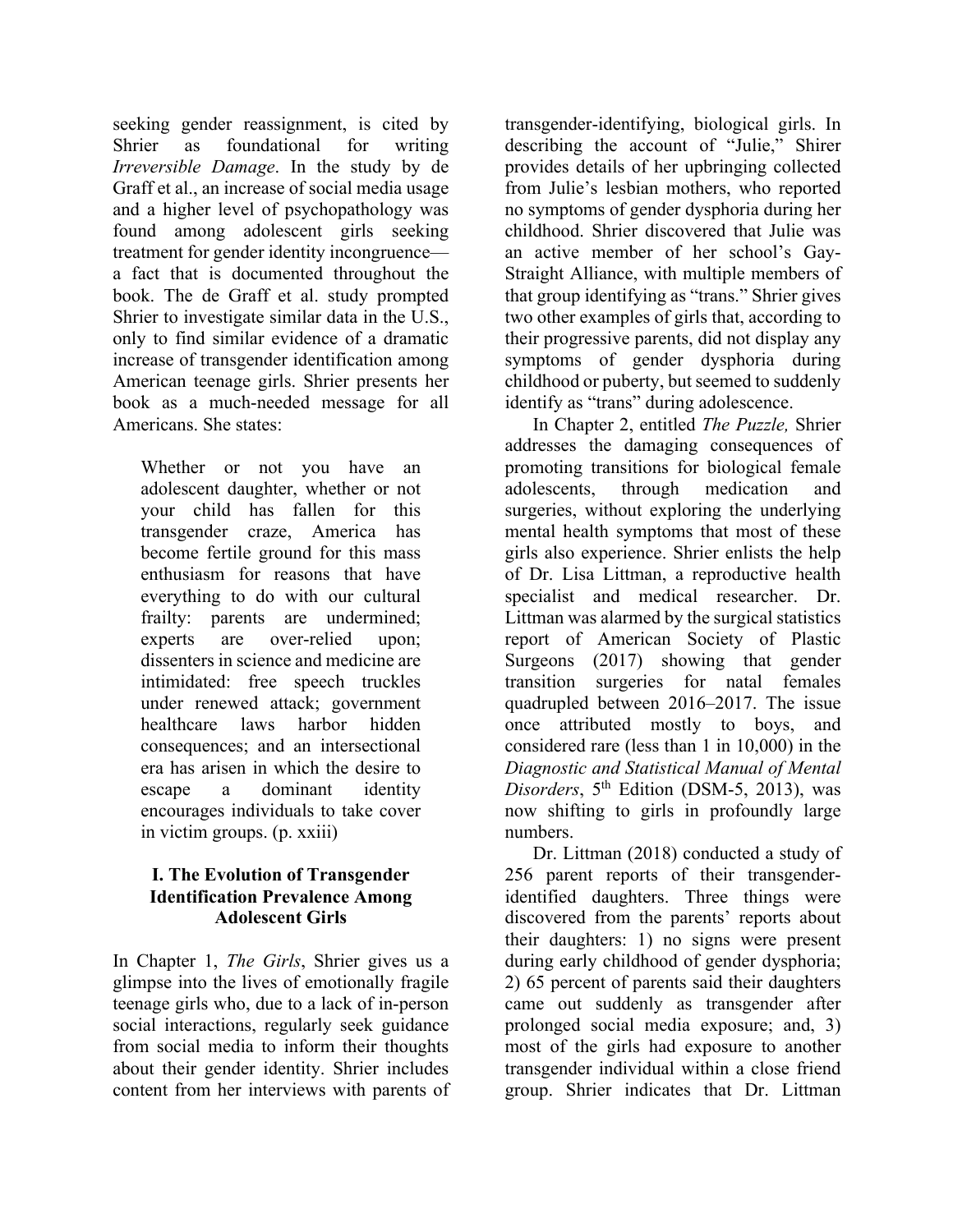seeking gender reassignment, is cited by Shrier as foundational for writing *Irreversible Damage*. In the study by de Graff et al., an increase of social media usage and a higher level of psychopathology was found among adolescent girls seeking treatment for gender identity incongruence—a fact that is documented throughout the book. The de Graff et al. study prompted Shrier to investigate similar data in the U.S., only to find similar evidence of a dramatic increase of transgender identification among American teenage girls. Shrier presents her book as a much-needed message for all Americans. She states:

> Whether or not you have an adolescent daughter, whether or not your child has fallen for this transgender craze, America has become fertile ground for this mass enthusiasm for reasons that have everything to do with our cultural frailty: parents are undermined; experts are over-relied upon; dissenters in science and medicine are intimidated: free speech truckles under renewed attack; government healthcare laws harbor hidden consequences; and an intersectional era has arisen in which the desire to escape a dominant identity encourages individuals to take cover in victim groups. (p. xxiii)

## I. The Evolution of Transgender Identification Prevalence Among Adolescent Girls

In Chapter 1, *The Girls*, Shrier gives us a glimpse into the lives of emotionally fragile teenage girls who, due to a lack of in-person social interactions, regularly seek guidance from social media to inform their thoughts about their gender identity. Shrier includes content from her interviews with parents of transgender-identifying, biological girls. In describing the account of "Julie," Shrier provides details of her upbringing collected from Julie's lesbian mothers, who reported no symptoms of gender dysphoria during her childhood. Shrier discovered that Julie was an active member of her school's Gay-Straight Alliance, with multiple members of that group identifying as "trans." Shrier gives two other examples of girls that, according to their progressive parents, did not display any symptoms of gender dysphoria during childhood or puberty, but seemed to suddenly identify as "trans" during adolescence.

In Chapter 2, entitled *The Puzzle,* Shrier addresses the damaging consequences of promoting transitions for biological female adolescents, through medication and surgeries, without exploring the underlying mental health symptoms that most of these girls also experience. Shrier enlists the help of Dr. Lisa Littman, a reproductive health specialist and medical researcher. Dr. Littman was alarmed by the surgical statistics report of American Society of Plastic Surgeons (2017) showing that gender transition surgeries for natal females quadrupled between 2016–2017. The issue once attributed mostly to boys, and considered rare (less than 1 in 10,000) in the *Diagnostic and Statistical Manual of Mental Disorders*, 5th Edition (DSM-5, 2013), was now shifting to girls in profoundly large numbers.

Dr. Littman (2018) conducted a study of 256 parent reports of their transgender-identified daughters. Three things were discovered from the parents' reports about their daughters: 1) no signs were present during early childhood of gender dysphoria; 2) 65 percent of parents said their daughters came out suddenly as transgender after prolonged social media exposure; and, 3) most of the girls had exposure to another transgender individual within a close friend group. Shrier indicates that Dr. Littman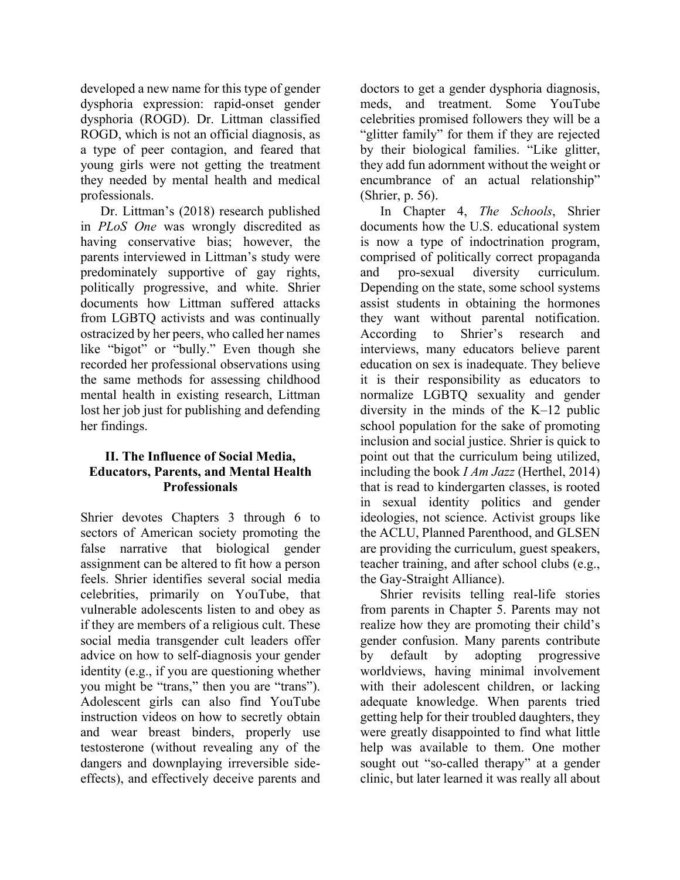developed a new name for this type of gender dysphoria expression: rapid-onset gender dysphoria (ROGD). Dr. Littman classified ROGD, which is not an official diagnosis, as a type of peer contagion, and feared that young girls were not getting the treatment they needed by mental health and medical professionals.

Dr. Littman's (2018) research published in *PLoS One* was wrongly discredited as having conservative bias; however, the parents interviewed in Littman's study were predominately supportive of gay rights, politically progressive, and white. Shrier documents how Littman suffered attacks from LGBTQ activists and was continually ostracized by her peers, who called her names like "bigot" or "bully." Even though she recorded her professional observations using the same methods for assessing childhood mental health in existing research, Littman lost her job just for publishing and defending her findings.

## II. The Influence of Social Media, Educators, Parents, and Mental Health Professionals

Shrier devotes Chapters 3 through 6 to sectors of American society promoting the false narrative that biological gender assignment can be altered to fit how a person feels. Shrier identifies several social media celebrities, primarily on YouTube, that vulnerable adolescents listen to and obey as if they are members of a religious cult. These social media transgender cult leaders offer advice on how to self-diagnosis your gender identity (e.g., if you are questioning whether you might be "trans," then you are "trans"). Adolescent girls can also find YouTube instruction videos on how to secretly obtain and wear breast binders, properly use testosterone (without revealing any of the dangers and downplaying irreversible side-effects), and effectively deceive parents and doctors to get a gender dysphoria diagnosis, meds, and treatment. Some YouTube celebrities promised followers they will be a "glitter family" for them if they are rejected by their biological families. "Like glitter, they add fun adornment without the weight or encumbrance of an actual relationship" (Shrier, p. 56).

In Chapter 4, *The Schools*, Shrier documents how the U.S. educational system is now a type of indoctrination program, comprised of politically correct propaganda and pro-sexual diversity curriculum. Depending on the state, some school systems assist students in obtaining the hormones they want without parental notification. According to Shrier's research and interviews, many educators believe parent education on sex is inadequate. They believe it is their responsibility as educators to normalize LGBTQ sexuality and gender diversity in the minds of the K–12 public school population for the sake of promoting inclusion and social justice. Shrier is quick to point out that the curriculum being utilized, including the book *I Am Jazz* (Herthel, 2014) that is read to kindergarten classes, is rooted in sexual identity politics and gender ideologies, not science. Activist groups like the ACLU, Planned Parenthood, and GLSEN are providing the curriculum, guest speakers, teacher training, and after school clubs (e.g., the Gay-Straight Alliance).

Shrier revisits telling real-life stories from parents in Chapter 5. Parents may not realize how they are promoting their child's gender confusion. Many parents contribute by default by adopting progressive worldviews, having minimal involvement with their adolescent children, or lacking adequate knowledge. When parents tried getting help for their troubled daughters, they were greatly disappointed to find what little help was available to them. One mother sought out "so-called therapy" at a gender clinic, but later learned it was really all about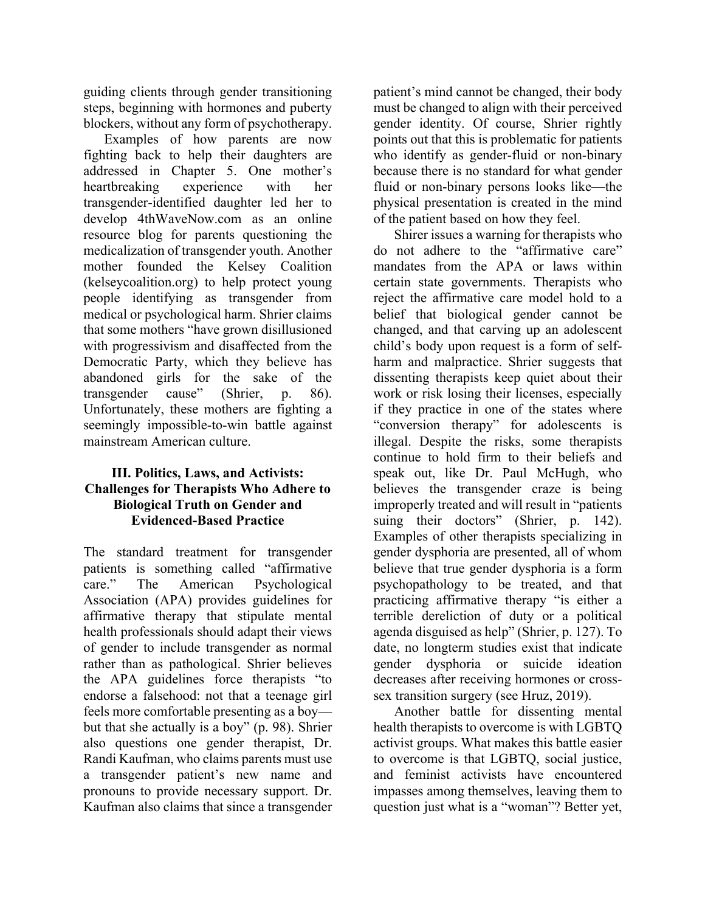guiding clients through gender transitioning steps, beginning with hormones and puberty blockers, without any form of psychotherapy.

Examples of how parents are now fighting back to help their daughters are addressed in Chapter 5. One mother's heartbreaking experience with her transgender-identified daughter led her to develop 4thWaveNow.com as an online resource blog for parents questioning the medicalization of transgender youth. Another mother founded the Kelsey Coalition (kelseycoalition.org) to help protect young people identifying as transgender from medical or psychological harm. Shrier claims that some mothers "have grown disillusioned with progressivism and disaffected from the Democratic Party, which they believe has abandoned girls for the sake of the transgender cause" (Shrier, p. 86). Unfortunately, these mothers are fighting a seemingly impossible-to-win battle against mainstream American culture.

## III. Politics, Laws, and Activists: Challenges for Therapists Who Adhere to Biological Truth on Gender and Evidenced-Based Practice

The standard treatment for transgender patients is something called "affirmative care." The American Psychological Association (APA) provides guidelines for affirmative therapy that stipulate mental health professionals should adapt their views of gender to include transgender as normal rather than as pathological. Shrier believes the APA guidelines force therapists "to endorse a falsehood: not that a teenage girl feels more comfortable presenting as a boy—but that she actually is a boy" (p. 98). Shrier also questions one gender therapist, Dr. Randi Kaufman, who claims parents must use a transgender patient's new name and pronouns to provide necessary support. Dr. Kaufman also claims that since a transgender patient's mind cannot be changed, their body must be changed to align with their perceived gender identity. Of course, Shrier rightly points out that this is problematic for patients who identify as gender-fluid or non-binary because there is no standard for what gender fluid or non-binary persons looks like—the physical presentation is created in the mind of the patient based on how they feel.

Shirer issues a warning for therapists who do not adhere to the "affirmative care" mandates from the APA or laws within certain state governments. Therapists who reject the affirmative care model hold to a belief that biological gender cannot be changed, and that carving up an adolescent child's body upon request is a form of self-harm and malpractice. Shrier suggests that dissenting therapists keep quiet about their work or risk losing their licenses, especially if they practice in one of the states where "conversion therapy" for adolescents is illegal. Despite the risks, some therapists continue to hold firm to their beliefs and speak out, like Dr. Paul McHugh, who believes the transgender craze is being improperly treated and will result in "patients suing their doctors" (Shrier, p. 142). Examples of other therapists specializing in gender dysphoria are presented, all of whom believe that true gender dysphoria is a form psychopathology to be treated, and that practicing affirmative therapy "is either a terrible dereliction of duty or a political agenda disguised as help" (Shrier, p. 127). To date, no longterm studies exist that indicate gender dysphoria or suicide ideation decreases after receiving hormones or cross-sex transition surgery (see Hruz, 2019).

Another battle for dissenting mental health therapists to overcome is with LGBTQ activist groups. What makes this battle easier to overcome is that LGBTQ, social justice, and feminist activists have encountered impasses among themselves, leaving them to question just what is a "woman"? Better yet,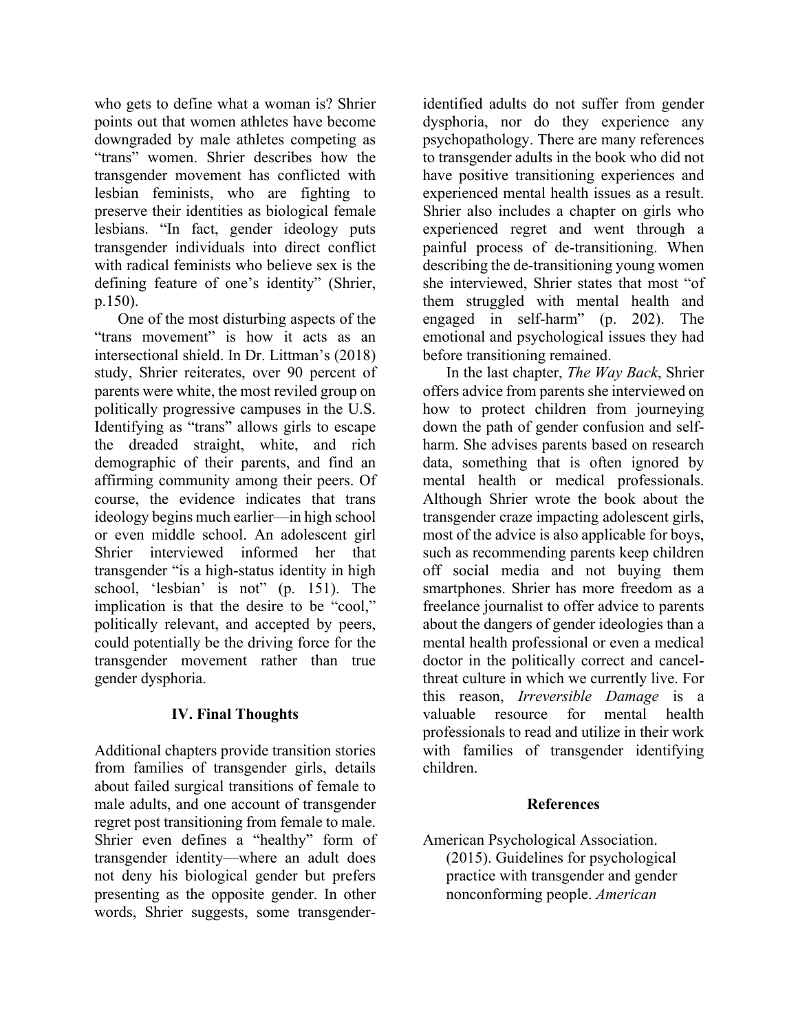who gets to define what a woman is? Shrier points out that women athletes have become downgraded by male athletes competing as "trans" women. Shrier describes how the transgender movement has conflicted with lesbian feminists, who are fighting to preserve their identities as biological female lesbians. "In fact, gender ideology puts transgender individuals into direct conflict with radical feminists who believe sex is the defining feature of one's identity" (Shrier, p.150).

One of the most disturbing aspects of the "trans movement" is how it acts as an intersectional shield. In Dr. Littman's (2018) study, Shrier reiterates, over 90 percent of parents were white, the most reviled group on politically progressive campuses in the U.S. Identifying as "trans" allows girls to escape the dreaded straight, white, and rich demographic of their parents, and find an affirming community among their peers. Of course, the evidence indicates that trans ideology begins much earlier—in high school or even middle school. An adolescent girl Shrier interviewed informed her that transgender "is a high-status identity in high school, 'lesbian' is not" (p. 151). The implication is that the desire to be "cool," politically relevant, and accepted by peers, could potentially be the driving force for the transgender movement rather than true gender dysphoria.

## IV. Final Thoughts

Additional chapters provide transition stories from families of transgender girls, details about failed surgical transitions of female to male adults, and one account of transgender regret post transitioning from female to male. Shrier even defines a "healthy" form of transgender identity—where an adult does not deny his biological gender but prefers presenting as the opposite gender. In other words, Shrier suggests, some transgender-identified adults do not suffer from gender dysphoria, nor do they experience any psychopathology. There are many references to transgender adults in the book who did not have positive transitioning experiences and experienced mental health issues as a result. Shrier also includes a chapter on girls who experienced regret and went through a painful process of de-transitioning. When describing the de-transitioning young women she interviewed, Shrier states that most "of them struggled with mental health and engaged in self-harm" (p. 202). The emotional and psychological issues they had before transitioning remained.

In the last chapter, *The Way Back*, Shrier offers advice from parents she interviewed on how to protect children from journeying down the path of gender confusion and self-harm. She advises parents based on research data, something that is often ignored by mental health or medical professionals. Although Shrier wrote the book about the transgender craze impacting adolescent girls, most of the advice is also applicable for boys, such as recommending parents keep children off social media and not buying them smartphones. Shrier has more freedom as a freelance journalist to offer advice to parents about the dangers of gender ideologies than a mental health professional or even a medical doctor in the politically correct and cancel-threat culture in which we currently live. For this reason, *Irreversible Damage* is a valuable resource for mental health professionals to read and utilize in their work with families of transgender identifying children.

## References

American Psychological Association. (2015). Guidelines for psychological practice with transgender and gender nonconforming people. *American*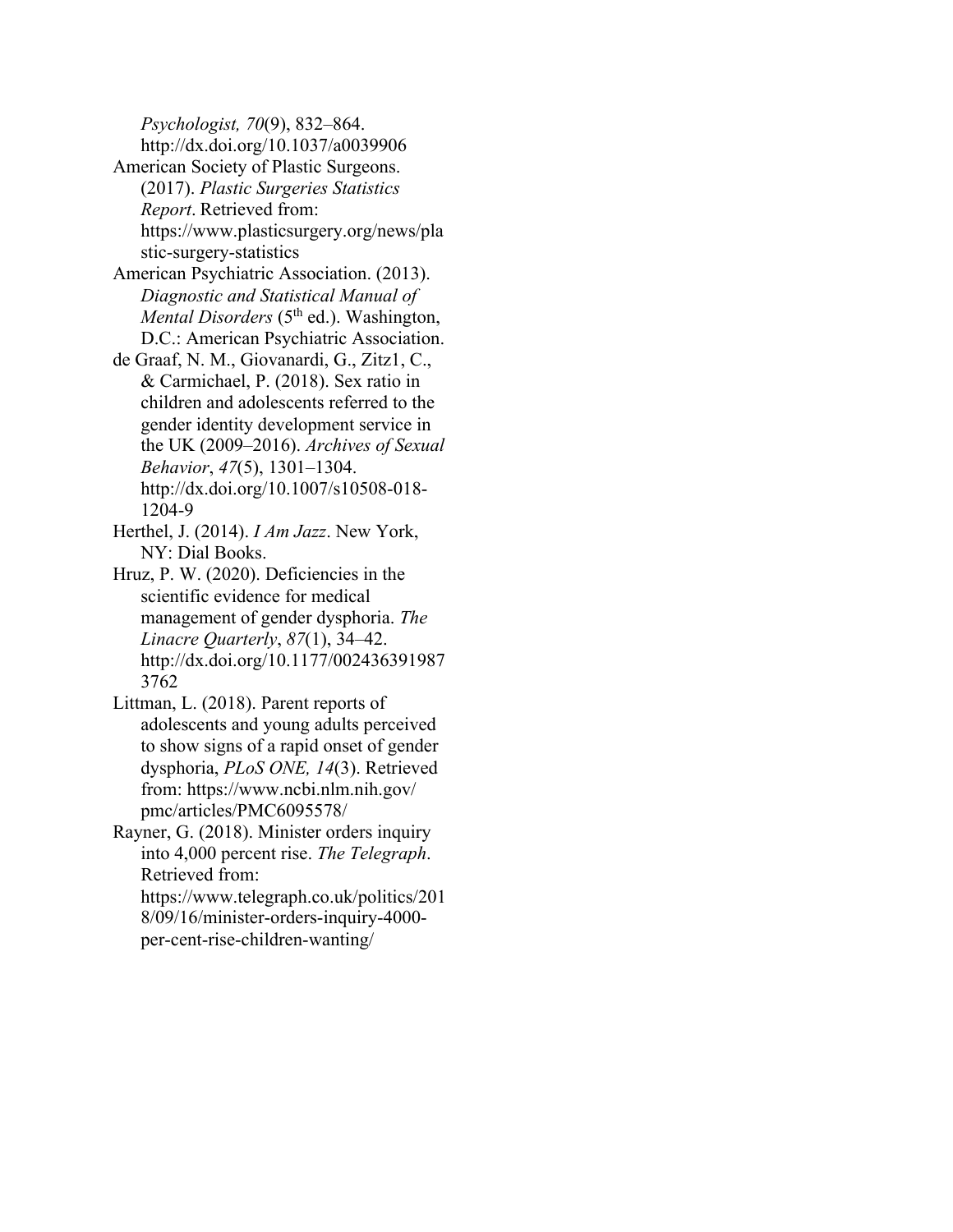*Psychologist, 70*(9), 832–864. http://dx.doi.org/10.1037/a0039906

American Society of Plastic Surgeons. (2017). *Plastic Surgeries Statistics Report*. Retrieved from: https://www.plasticsurgery.org/news/plastic-surgery-statistics

American Psychiatric Association. (2013). *Diagnostic and Statistical Manual of Mental Disorders* (5th ed.). Washington, D.C.: American Psychiatric Association.

de Graaf, N. M., Giovanardi, G., Zitz1, C., & Carmichael, P. (2018). Sex ratio in children and adolescents referred to the gender identity development service in the UK (2009–2016). *Archives of Sexual Behavior*, *47*(5), 1301–1304. http://dx.doi.org/10.1007/s10508-018-1204-9

Herthel, J. (2014). *I Am Jazz*. New York, NY: Dial Books.

Hruz, P. W. (2020). Deficiencies in the scientific evidence for medical management of gender dysphoria. *The Linacre Quarterly*, *87*(1), 34–42. http://dx.doi.org/10.1177/0024363919873762

Littman, L. (2018). Parent reports of adolescents and young adults perceived to show signs of a rapid onset of gender dysphoria, *PLoS ONE, 14*(3). Retrieved from: https://www.ncbi.nlm.nih.gov/pmc/articles/PMC6095578/

Rayner, G. (2018). Minister orders inquiry into 4,000 percent rise. *The Telegraph*. Retrieved from: https://www.telegraph.co.uk/politics/2018/09/16/minister-orders-inquiry-4000-per-cent-rise-children-wanting/